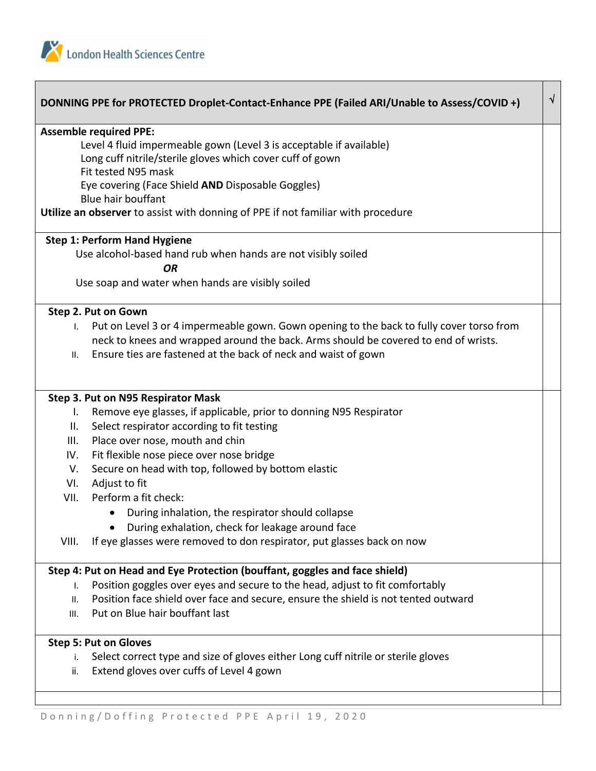London Health Sciences Centre

| DONNING PPE for PROTECTED Droplet-Contact-Enhance PPE (Failed ARI/Unable to Assess/COVID +) | √ |
|---|---|
| **Assemble required PPE:**<br>Level 4 fluid impermeable gown (Level 3 is acceptable if available)<br>Long cuff nitrile/sterile gloves which cover cuff of gown<br>Fit tested N95 mask<br>Eye covering (Face Shield **AND** Disposable Goggles)<br>Blue hair bouffant<br>**Utilize an observer** to assist with donning of PPE if not familiar with procedure | |
| **Step 1: Perform Hand Hygiene**<br>Use alcohol-based hand rub when hands are not visibly soiled<br>***OR***<br>Use soap and water when hands are visibly soiled | |
| **Step 2. Put on Gown**<br>I. Put on Level 3 or 4 impermeable gown. Gown opening to the back to fully cover torso from neck to knees and wrapped around the back. Arms should be covered to end of wrists.<br>II. Ensure ties are fastened at the back of neck and waist of gown | |
| **Step 3. Put on N95 Respirator Mask**<br>I. Remove eye glasses, if applicable, prior to donning N95 Respirator<br>II. Select respirator according to fit testing<br>III. Place over nose, mouth and chin<br>IV. Fit flexible nose piece over nose bridge<br>V. Secure on head with top, followed by bottom elastic<br>VI. Adjust to fit<br>VII. Perform a fit check:<br>• During inhalation, the respirator should collapse<br>• During exhalation, check for leakage around face<br>VIII. If eye glasses were removed to don respirator, put glasses back on now | |
| **Step 4: Put on Head and Eye Protection (bouffant, goggles and face shield)**<br>I. Position goggles over eyes and secure to the head, adjust to fit comfortably<br>II. Position face shield over face and secure, ensure the shield is not tented outward<br>III. Put on Blue hair bouffant last | |
| **Step 5: Put on Gloves**<br>i. Select correct type and size of gloves either Long cuff nitrile or sterile gloves<br>ii. Extend gloves over cuffs of Level 4 gown | |
| | |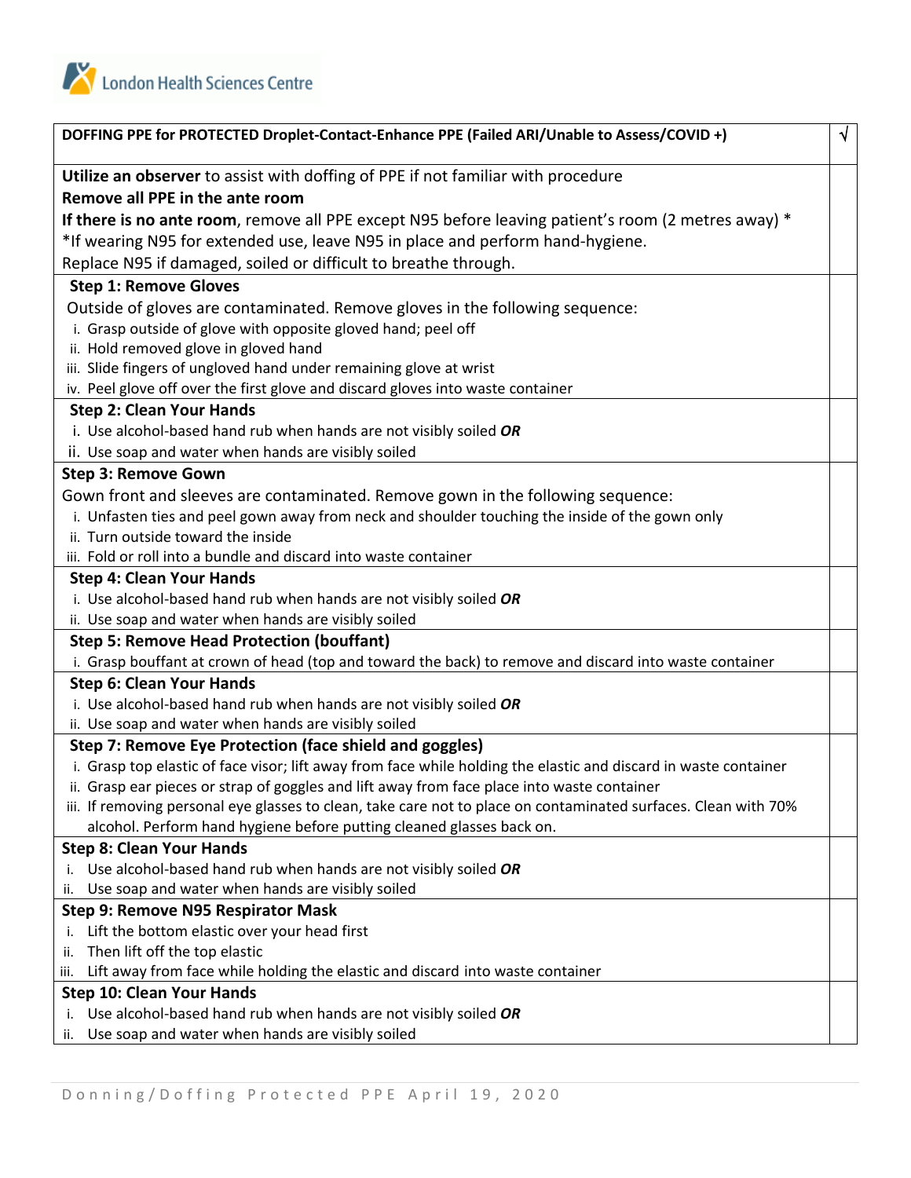London Health Sciences Centre

| DOFFING PPE for PROTECTED Droplet-Contact-Enhance PPE (Failed ARI/Unable to Assess/COVID +) | √ |
|---|---|
| **Utilize an observer** to assist with doffing of PPE if not familiar with procedure<br>**Remove all PPE in the ante room**<br>**If there is no ante room**, remove all PPE except N95 before leaving patient's room (2 metres away) *<br>*If wearing N95 for extended use, leave N95 in place and perform hand-hygiene.<br>Replace N95 if damaged, soiled or difficult to breathe through. | |
| **Step 1: Remove Gloves**<br>Outside of gloves are contaminated. Remove gloves in the following sequence:<br>i. Grasp outside of glove with opposite gloved hand; peel off<br>ii. Hold removed glove in gloved hand<br>iii. Slide fingers of ungloved hand under remaining glove at wrist<br>iv. Peel glove off over the first glove and discard gloves into waste container | |
| **Step 2: Clean Your Hands**<br>i. Use alcohol-based hand rub when hands are not visibly soiled ***OR***<br>ii. Use soap and water when hands are visibly soiled | |
| **Step 3: Remove Gown**<br>Gown front and sleeves are contaminated. Remove gown in the following sequence:<br>i. Unfasten ties and peel gown away from neck and shoulder touching the inside of the gown only<br>ii. Turn outside toward the inside<br>iii. Fold or roll into a bundle and discard into waste container | |
| **Step 4: Clean Your Hands**<br>i. Use alcohol-based hand rub when hands are not visibly soiled ***OR***<br>ii. Use soap and water when hands are visibly soiled | |
| **Step 5: Remove Head Protection (bouffant)**<br>i. Grasp bouffant at crown of head (top and toward the back) to remove and discard into waste container | |
| **Step 6: Clean Your Hands**<br>i. Use alcohol-based hand rub when hands are not visibly soiled ***OR***<br>ii. Use soap and water when hands are visibly soiled | |
| **Step 7: Remove Eye Protection (face shield and goggles)**<br>i. Grasp top elastic of face visor; lift away from face while holding the elastic and discard in waste container<br>ii. Grasp ear pieces or strap of goggles and lift away from face place into waste container<br>iii. If removing personal eye glasses to clean, take care not to place on contaminated surfaces. Clean with 70% alcohol. Perform hand hygiene before putting cleaned glasses back on. | |
| **Step 8: Clean Your Hands**<br>i. Use alcohol-based hand rub when hands are not visibly soiled ***OR***<br>ii. Use soap and water when hands are visibly soiled | |
| **Step 9: Remove N95 Respirator Mask**<br>i. Lift the bottom elastic over your head first<br>ii. Then lift off the top elastic<br>iii. Lift away from face while holding the elastic and discard into waste container | |
| **Step 10: Clean Your Hands**<br>i. Use alcohol-based hand rub when hands are not visibly soiled ***OR***<br>ii. Use soap and water when hands are visibly soiled | |